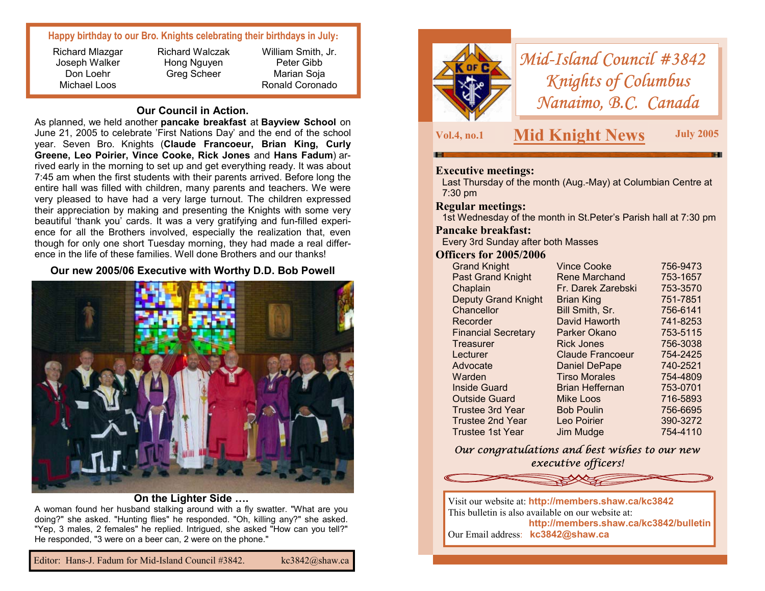**Happy birthday to our Bro. Knights celebrating their birthdays in July:**

| | | |
|---|---|---|
| Richard Mlazgar | Richard Walczak | William Smith, Jr. |
| Joseph Walker | Hong Nguyen | Peter Gibb |
| Don Loehr | Greg Scheer | Marian Soja |
| Michael Loos | | Ronald Coronado |

## Our Council in Action.

As planned, we held another **pancake breakfast** at **Bayview School** on June 21, 2005 to celebrate 'First Nations Day' and the end of the school year. Seven Bro. Knights (**Claude Francoeur, Brian King, Curly Greene, Leo Poirier, Vince Cooke, Rick Jones** and **Hans Fadum**) arrived early in the morning to set up and get everything ready. It was about 7:45 am when the first students with their parents arrived. Before long the entire hall was filled with children, many parents and teachers. We were very pleased to have had a very large turnout. The children expressed their appreciation by making and presenting the Knights with some very beautiful 'thank you' cards. It was a very gratifying and fun-filled experience for all the Brothers involved, especially the realization that, even though for only one short Tuesday morning, they had made a real difference in the life of these families. Well done Brothers and our thanks!

**Our new 2005/06 Executive with Worthy D.D. Bob Powell**

## On the Lighter Side ….

A woman found her husband stalking around with a fly swatter. "What are you doing?" she asked. "Hunting flies" he responded. "Oh, killing any?" she asked. "Yep, 3 males, 2 females" he replied. Intrigued, she asked "How can you tell?" He responded, "3 were on a beer can, 2 were on the phone."

Editor: Hans-J. Fadum for Mid-Island Council #3842. kc3842@shaw.ca

# *Mid-Island Council #3842 Knights of Columbus Nanaimo, B.C. Canada*

**Vol.4, no.1** — **Mid Knight News** — **July 2005**

**Executive meetings:**
Last Thursday of the month (Aug.-May) at Columbian Centre at 7:30 pm

**Regular meetings:**
1st Wednesday of the month in St.Peter's Parish hall at 7:30 pm

**Pancake breakfast:**
Every 3rd Sunday after both Masses

**Officers for 2005/2006**

| Office | Name | Phone |
|---|---|---|
| Grand Knight | Vince Cooke | 756-9473 |
| Past Grand Knight | Rene Marchand | 753-1657 |
| Chaplain | Fr. Darek Zarebski | 753-3570 |
| Deputy Grand Knight | Brian King | 751-7851 |
| Chancellor | Bill Smith, Sr. | 756-6141 |
| Recorder | David Haworth | 741-8253 |
| Financial Secretary | Parker Okano | 753-5115 |
| Treasurer | Rick Jones | 756-3038 |
| Lecturer | Claude Francoeur | 754-2425 |
| Advocate | Daniel DePape | 740-2521 |
| Warden | Tirso Morales | 754-4809 |
| Inside Guard | Brian Heffernan | 753-0701 |
| Outside Guard | Mike Loos | 716-5893 |
| Trustee 3rd Year | Bob Poulin | 756-6695 |
| Trustee 2nd Year | Leo Poirier | 390-3272 |
| Trustee 1st Year | Jim Mudge | 754-4110 |

*Our congratulations and best wishes to our new executive officers!*

Visit our website at: **http://members.shaw.ca/kc3842**
This bulletin is also available on our website at: **http://members.shaw.ca/kc3842/bulletin**
Our Email address: **kc3842@shaw.ca**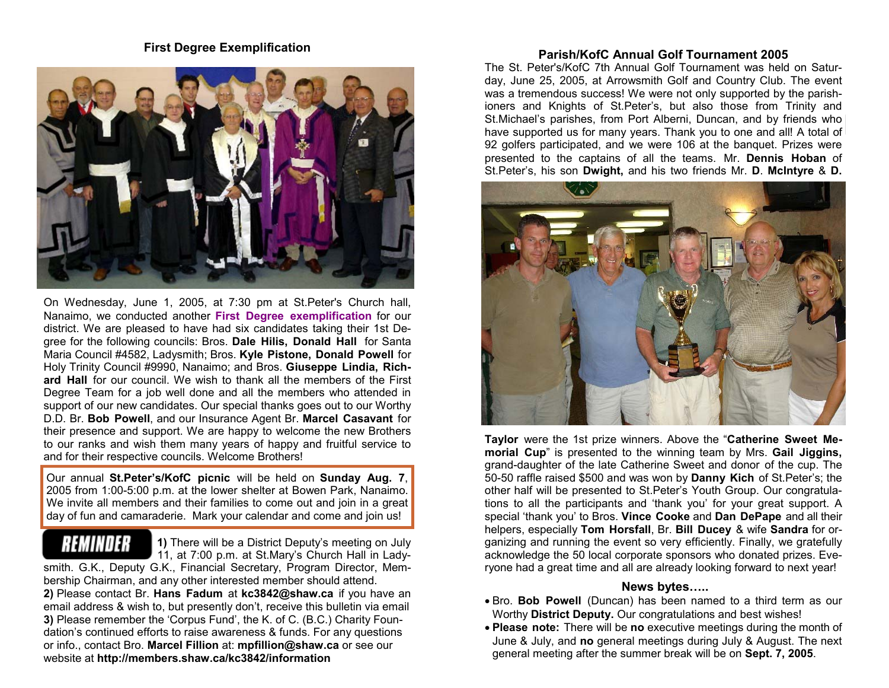## First Degree Exemplification

On Wednesday, June 1, 2005, at 7:30 pm at St.Peter's Church hall, Nanaimo, we conducted another **First Degree exemplification** for our district. We are pleased to have had six candidates taking their 1st Degree for the following councils: Bros. **Dale Hilis, Donald Hall** for Santa Maria Council #4582, Ladysmith; Bros. **Kyle Pistone, Donald Powell** for Holy Trinity Council #9990, Nanaimo; and Bros. **Giuseppe Lindia, Richard Hall** for our council. We wish to thank all the members of the First Degree Team for a job well done and all the members who attended in support of our new candidates. Our special thanks goes out to our Worthy D.D. Br. **Bob Powell**, and our Insurance Agent Br. **Marcel Casavant** for their presence and support. We are happy to welcome the new Brothers to our ranks and wish them many years of happy and fruitful service to and for their respective councils. Welcome Brothers!

Our annual **St.Peter's/KofC picnic** will be held on **Sunday Aug. 7**, 2005 from 1:00-5:00 p.m. at the lower shelter at Bowen Park, Nanaimo. We invite all members and their families to come out and join in a great day of fun and camaraderie. Mark your calendar and come and join us!

**REMINDER**

**1)** There will be a District Deputy's meeting on July 11, at 7:00 p.m. at St.Mary's Church Hall in Ladysmith. G.K., Deputy G.K., Financial Secretary, Program Director, Membership Chairman, and any other interested member should attend.

**2)** Please contact Br. **Hans Fadum** at **kc3842@shaw.ca** if you have an email address & wish to, but presently don't, receive this bulletin via email

**3)** Please remember the 'Corpus Fund', the K. of C. (B.C.) Charity Foundation's continued efforts to raise awareness & funds. For any questions or info., contact Bro. **Marcel Fillion** at: **mpfillion@shaw.ca** or see our website at **http://members.shaw.ca/kc3842/information**

## Parish/KofC Annual Golf Tournament 2005

The St. Peter's/KofC 7th Annual Golf Tournament was held on Saturday, June 25, 2005, at Arrowsmith Golf and Country Club. The event was a tremendous success! We were not only supported by the parishioners and Knights of St.Peter's, but also those from Trinity and St.Michael's parishes, from Port Alberni, Duncan, and by friends who have supported us for many years. Thank you to one and all! A total of 92 golfers participated, and we were 106 at the banquet. Prizes were presented to the captains of all the teams. Mr. **Dennis Hoban** of St.Peter's, his son **Dwight,** and his two friends Mr. **D**. **McIntyre** & **D. Taylor** were the 1st prize winners. Above the "**Catherine Sweet Memorial Cup**" is presented to the winning team by Mrs. **Gail Jiggins,** grand-daughter of the late Catherine Sweet and donor of the cup. The 50-50 raffle raised $500 and was won by **Danny Kich** of St.Peter's; the other half will be presented to St.Peter's Youth Group. Our congratulations and 'thank you' for your great support. A special 'thank you' to Bros. **Vince Cooke** and **Dan DePape** and all their helpers, especially **Tom Horsfall**, Br. **Bill Ducey** & wife **Sandra** for organizing and running the event so very efficiently. Finally, we gratefully acknowledge the 50 local corporate sponsors who donated prizes. Everyone had a great time and all are already looking forward to next year!

### News bytes…..

- Bro. **Bob Powell** (Duncan) has been named to a third term as our Worthy **District Deputy.** Our congratulations and best wishes!
- **Please note:** There will be **no** executive meetings during the month of June & July, and **no** general meetings during July & August. The next general meeting after the summer break will be on **Sept. 7, 2005**.